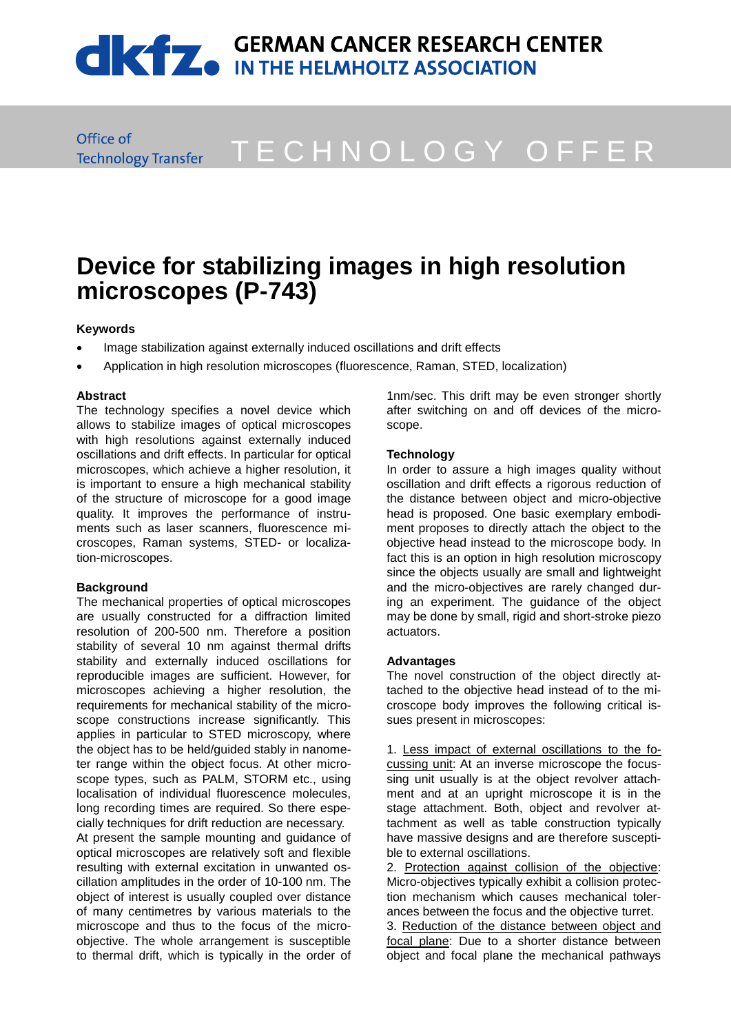# GERMAN CANCER RESEARCH CENTER IN THE HELMHOLTZ ASSOCIATION

Office of Technology Transfer

TECHNOLOGY OFFER

# Device for stabilizing images in high resolution microscopes (P-743)

### Keywords

- Image stabilization against externally induced oscillations and drift effects
- Application in high resolution microscopes (fluorescence, Raman, STED, localization)

### Abstract

The technology specifies a novel device which allows to stabilize images of optical microscopes with high resolutions against externally induced oscillations and drift effects. In particular for optical microscopes, which achieve a higher resolution, it is important to ensure a high mechanical stability of the structure of microscope for a good image quality. It improves the performance of instruments such as laser scanners, fluorescence microscopes, Raman systems, STED- or localization-microscopes.

### Background

The mechanical properties of optical microscopes are usually constructed for a diffraction limited resolution of 200-500 nm. Therefore a position stability of several 10 nm against thermal drifts stability and externally induced oscillations for reproducible images are sufficient. However, for microscopes achieving a higher resolution, the requirements for mechanical stability of the microscope constructions increase significantly. This applies in particular to STED microscopy, where the object has to be held/guided stably in nanometer range within the object focus. At other microscope types, such as PALM, STORM etc., using localisation of individual fluorescence molecules, long recording times are required. So there especially techniques for drift reduction are necessary.

At present the sample mounting and guidance of optical microscopes are relatively soft and flexible resulting with external excitation in unwanted oscillation amplitudes in the order of 10-100 nm. The object of interest is usually coupled over distance of many centimetres by various materials to the microscope and thus to the focus of the micro-objective. The whole arrangement is susceptible to thermal drift, which is typically in the order of 1nm/sec. This drift may be even stronger shortly after switching on and off devices of the microscope.

### Technology

In order to assure a high images quality without oscillation and drift effects a rigorous reduction of the distance between object and micro-objective head is proposed. One basic exemplary embodiment proposes to directly attach the object to the objective head instead to the microscope body. In fact this is an option in high resolution microscopy since the objects usually are small and lightweight and the micro-objectives are rarely changed during an experiment. The guidance of the object may be done by small, rigid and short-stroke piezo actuators.

### Advantages

The novel construction of the object directly attached to the objective head instead of to the microscope body improves the following critical issues present in microscopes:

1. Less impact of external oscillations to the focussing unit: At an inverse microscope the focussing unit usually is at the object revolver attachment and at an upright microscope it is in the stage attachment. Both, object and revolver attachment as well as table construction typically have massive designs and are therefore susceptible to external oscillations.
2. Protection against collision of the objective: Micro-objectives typically exhibit a collision protection mechanism which causes mechanical tolerances between the focus and the objective turret.
3. Reduction of the distance between object and focal plane: Due to a shorter distance between object and focal plane the mechanical pathways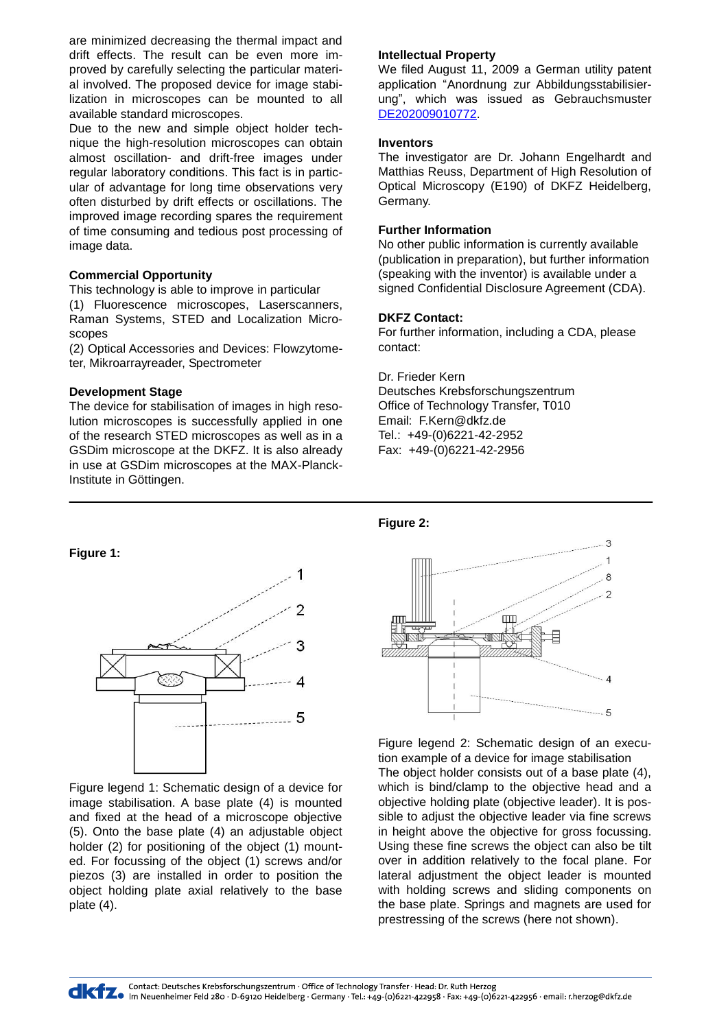are minimized decreasing the thermal impact and drift effects. The result can be even more improved by carefully selecting the particular material involved. The proposed device for image stabilization in microscopes can be mounted to all available standard microscopes.

Due to the new and simple object holder technique the high-resolution microscopes can obtain almost oscillation- and drift-free images under regular laboratory conditions. This fact is in particular of advantage for long time observations very often disturbed by drift effects or oscillations. The improved image recording spares the requirement of time consuming and tedious post processing of image data.

**Commercial Opportunity**

This technology is able to improve in particular

(1) Fluorescence microscopes, Laserscanners, Raman Systems, STED and Localization Microscopes

(2) Optical Accessories and Devices: Flowzytometer, Mikroarrayreader, Spectrometer

**Development Stage**

The device for stabilisation of images in high resolution microscopes is successfully applied in one of the research STED microscopes as well as in a GSDim microscope at the DKFZ. It is also already in use at GSDim microscopes at the MAX-Planck-Institute in Göttingen.

**Intellectual Property**

We filed August 11, 2009 a German utility patent application “Anordnung zur Abbildungsstabilisierung”, which was issued as Gebrauchsmuster DE202009010772.

**Inventors**

The investigator are Dr. Johann Engelhardt and Matthias Reuss, Department of High Resolution of Optical Microscopy (E190) of DKFZ Heidelberg, Germany.

**Further Information**

No other public information is currently available (publication in preparation), but further information (speaking with the inventor) is available under a signed Confidential Disclosure Agreement (CDA).

**DKFZ Contact:**

For further information, including a CDA, please contact:

Dr. Frieder Kern
Deutsches Krebsforschungszentrum
Office of Technology Transfer, T010
Email: F.Kern@dkfz.de
Tel.: +49-(0)6221-42-2952
Fax: +49-(0)6221-42-2956

---

**Figure 1:**

1
2
3
4
5

Figure legend 1: Schematic design of a device for image stabilisation. A base plate (4) is mounted and fixed at the head of a microscope objective (5). Onto the base plate (4) an adjustable object holder (2) for positioning of the object (1) mounted. For focussing of the object (1) screws and/or piezos (3) are installed in order to position the object holding plate axial relatively to the base plate (4).

**Figure 2:**

3
1
8
2
4
5

Figure legend 2: Schematic design of an execution example of a device for image stabilisation

The object holder consists out of a base plate (4), which is bind/clamp to the objective head and a objective holding plate (objective leader). It is possible to adjust the objective leader via fine screws in height above the objective for gross focussing. Using these fine screws the object can also be tilt over in addition relatively to the focal plane. For lateral adjustment the object leader is mounted with holding screws and sliding components on the base plate. Springs and magnets are used for prestressing of the screws (here not shown).

Contact: Deutsches Krebsforschungszentrum · Office of Technology Transfer · Head: Dr. Ruth Herzog
Im Neuenheimer Feld 280 · D-69120 Heidelberg · Germany · Tel.: +49-(0)6221-422958 · Fax: +49-(0)6221-422956 · email: r.herzog@dkfz.de